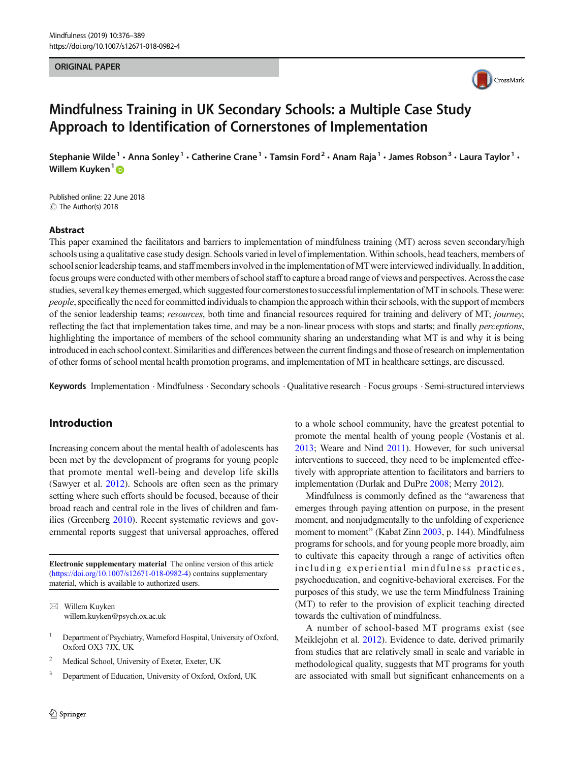ORIGINAL PAPER

# Mindfulness Training in UK Secondary Schools: a Multiple Case Study Approach to Identification of Cornerstones of Implementation

Stephanie Wilde[1] · Anna Sonley[1] · Catherine Crane[1] · Tamsin Ford[2] · Anam Raja[1] · James Robson[3] · Laura Taylor[1] · Willem Kuyken[1]

Published online: 22 June 2018
© The Author(s) 2018

## Abstract

This paper examined the facilitators and barriers to implementation of mindfulness training (MT) across seven secondary/high schools using a qualitative case study design. Schools varied in level of implementation. Within schools, head teachers, members of school senior leadership teams, and staff members involved in the implementation of MT were interviewed individually. In addition, focus groups were conducted with other members of school staff to capture a broad range of views and perspectives. Across the case studies, several key themes emerged, which suggested four cornerstones to successful implementation of MT in schools. These were: *people*, specifically the need for committed individuals to champion the approach within their schools, with the support of members of the senior leadership teams; *resources*, both time and financial resources required for training and delivery of MT; *journey*, reflecting the fact that implementation takes time, and may be a non-linear process with stops and starts; and finally *perceptions*, highlighting the importance of members of the school community sharing an understanding what MT is and why it is being introduced in each school context. Similarities and differences between the current findings and those of research on implementation of other forms of school mental health promotion programs, and implementation of MT in healthcare settings, are discussed.

**Keywords** Implementation · Mindfulness · Secondary schools · Qualitative research · Focus groups · Semi-structured interviews

## Introduction

Increasing concern about the mental health of adolescents has been met by the development of programs for young people that promote mental well-being and develop life skills (Sawyer et al. 2012). Schools are often seen as the primary setting where such efforts should be focused, because of their broad reach and central role in the lives of children and families (Greenberg 2010). Recent systematic reviews and governmental reports suggest that universal approaches, offered to a whole school community, have the greatest potential to promote the mental health of young people (Vostanis et al. 2013; Weare and Nind 2011). However, for such universal interventions to succeed, they need to be implemented effectively with appropriate attention to facilitators and barriers to implementation (Durlak and DuPre 2008; Merry 2012).

Mindfulness is commonly defined as the "awareness that emerges through paying attention on purpose, in the present moment, and nonjudgmentally to the unfolding of experience moment to moment" (Kabat Zinn 2003, p. 144). Mindfulness programs for schools, and for young people more broadly, aim to cultivate this capacity through a range of activities often including experiential mindfulness practices, psychoeducation, and cognitive-behavioral exercises. For the purposes of this study, we use the term Mindfulness Training (MT) to refer to the provision of explicit teaching directed towards the cultivation of mindfulness.

A number of school-based MT programs exist (see Meiklejohn et al. 2012). Evidence to date, derived primarily from studies that are relatively small in scale and variable in methodological quality, suggests that MT programs for youth are associated with small but significant enhancements on a

---

**Electronic supplementary material** The online version of this article (https://doi.org/10.1007/s12671-018-0982-4) contains supplementary material, which is available to authorized users.

✉ Willem Kuyken
willem.kuyken@psych.ox.ac.uk

[1] Department of Psychiatry, Warneford Hospital, University of Oxford, Oxford OX3 7JX, UK

[2] Medical School, University of Exeter, Exeter, UK

[3] Department of Education, University of Oxford, Oxford, UK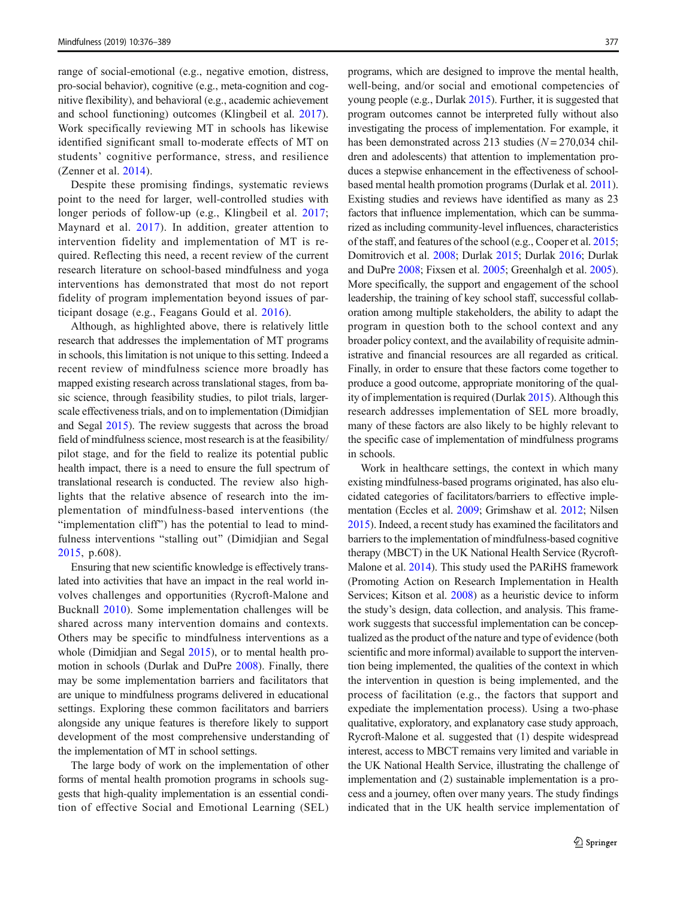range of social-emotional (e.g., negative emotion, distress, pro-social behavior), cognitive (e.g., meta-cognition and cognitive flexibility), and behavioral (e.g., academic achievement and school functioning) outcomes (Klingbeil et al. 2017). Work specifically reviewing MT in schools has likewise identified significant small to-moderate effects of MT on students' cognitive performance, stress, and resilience (Zenner et al. 2014).

Despite these promising findings, systematic reviews point to the need for larger, well-controlled studies with longer periods of follow-up (e.g., Klingbeil et al. 2017; Maynard et al. 2017). In addition, greater attention to intervention fidelity and implementation of MT is required. Reflecting this need, a recent review of the current research literature on school-based mindfulness and yoga interventions has demonstrated that most do not report fidelity of program implementation beyond issues of participant dosage (e.g., Feagans Gould et al. 2016).

Although, as highlighted above, there is relatively little research that addresses the implementation of MT programs in schools, this limitation is not unique to this setting. Indeed a recent review of mindfulness science more broadly has mapped existing research across translational stages, from basic science, through feasibility studies, to pilot trials, larger-scale effectiveness trials, and on to implementation (Dimidjian and Segal 2015). The review suggests that across the broad field of mindfulness science, most research is at the feasibility/pilot stage, and for the field to realize its potential public health impact, there is a need to ensure the full spectrum of translational research is conducted. The review also highlights that the relative absence of research into the implementation of mindfulness-based interventions (the "implementation cliff") has the potential to lead to mindfulness interventions "stalling out" (Dimidjian and Segal 2015, p.608).

Ensuring that new scientific knowledge is effectively translated into activities that have an impact in the real world involves challenges and opportunities (Rycroft-Malone and Bucknall 2010). Some implementation challenges will be shared across many intervention domains and contexts. Others may be specific to mindfulness interventions as a whole (Dimidjian and Segal 2015), or to mental health promotion in schools (Durlak and DuPre 2008). Finally, there may be some implementation barriers and facilitators that are unique to mindfulness programs delivered in educational settings. Exploring these common facilitators and barriers alongside any unique features is therefore likely to support development of the most comprehensive understanding of the implementation of MT in school settings.

The large body of work on the implementation of other forms of mental health promotion programs in schools suggests that high-quality implementation is an essential condition of effective Social and Emotional Learning (SEL) programs, which are designed to improve the mental health, well-being, and/or social and emotional competencies of young people (e.g., Durlak 2015). Further, it is suggested that program outcomes cannot be interpreted fully without also investigating the process of implementation. For example, it has been demonstrated across 213 studies ($N = 270{,}034$ children and adolescents) that attention to implementation produces a stepwise enhancement in the effectiveness of school-based mental health promotion programs (Durlak et al. 2011). Existing studies and reviews have identified as many as 23 factors that influence implementation, which can be summarized as including community-level influences, characteristics of the staff, and features of the school (e.g., Cooper et al. 2015; Domitrovich et al. 2008; Durlak 2015; Durlak 2016; Durlak and DuPre 2008; Fixsen et al. 2005; Greenhalgh et al. 2005). More specifically, the support and engagement of the school leadership, the training of key school staff, successful collaboration among multiple stakeholders, the ability to adapt the program in question both to the school context and any broader policy context, and the availability of requisite administrative and financial resources are all regarded as critical. Finally, in order to ensure that these factors come together to produce a good outcome, appropriate monitoring of the quality of implementation is required (Durlak 2015). Although this research addresses implementation of SEL more broadly, many of these factors are also likely to be highly relevant to the specific case of implementation of mindfulness programs in schools.

Work in healthcare settings, the context in which many existing mindfulness-based programs originated, has also elucidated categories of facilitators/barriers to effective implementation (Eccles et al. 2009; Grimshaw et al. 2012; Nilsen 2015). Indeed, a recent study has examined the facilitators and barriers to the implementation of mindfulness-based cognitive therapy (MBCT) in the UK National Health Service (Rycroft-Malone et al. 2014). This study used the PARiHS framework (Promoting Action on Research Implementation in Health Services; Kitson et al. 2008) as a heuristic device to inform the study's design, data collection, and analysis. This framework suggests that successful implementation can be conceptualized as the product of the nature and type of evidence (both scientific and more informal) available to support the intervention being implemented, the qualities of the context in which the intervention in question is being implemented, and the process of facilitation (e.g., the factors that support and expedite the implementation process). Using a two-phase qualitative, exploratory, and explanatory case study approach, Rycroft-Malone et al. suggested that (1) despite widespread interest, access to MBCT remains very limited and variable in the UK National Health Service, illustrating the challenge of implementation and (2) sustainable implementation is a process and a journey, often over many years. The study findings indicated that in the UK health service implementation of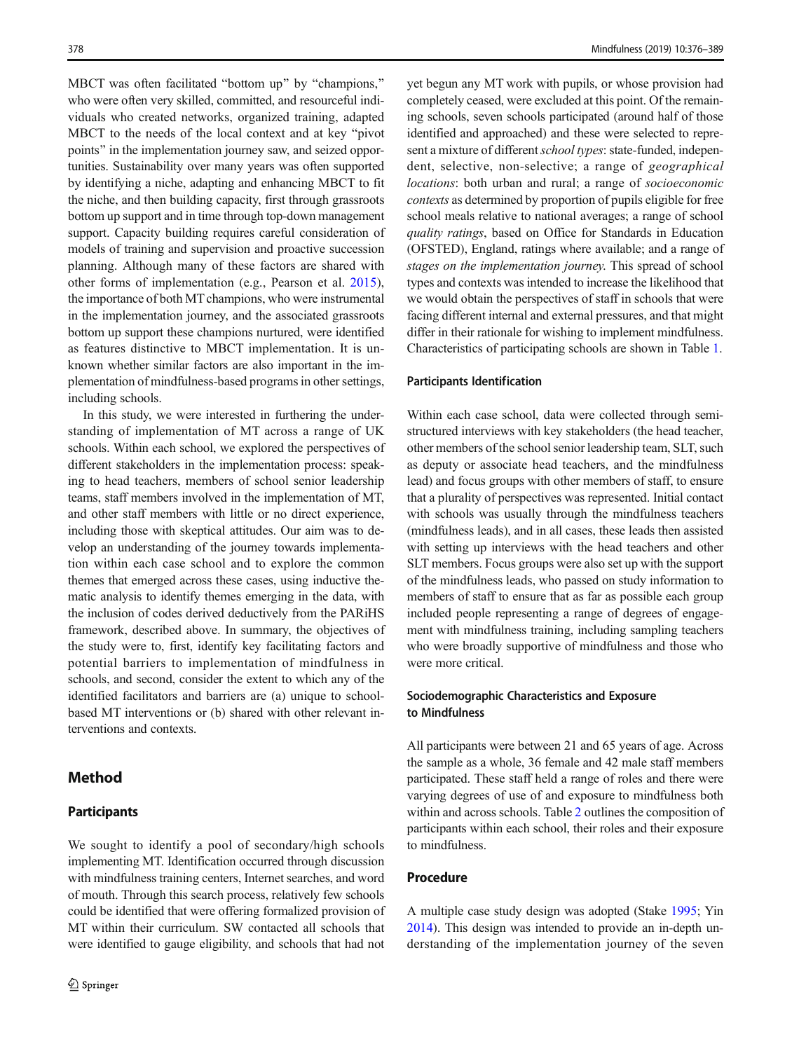MBCT was often facilitated "bottom up" by "champions," who were often very skilled, committed, and resourceful individuals who created networks, organized training, adapted MBCT to the needs of the local context and at key "pivot points" in the implementation journey saw, and seized opportunities. Sustainability over many years was often supported by identifying a niche, adapting and enhancing MBCT to fit the niche, and then building capacity, first through grassroots bottom up support and in time through top-down management support. Capacity building requires careful consideration of models of training and supervision and proactive succession planning. Although many of these factors are shared with other forms of implementation (e.g., Pearson et al. 2015), the importance of both MT champions, who were instrumental in the implementation journey, and the associated grassroots bottom up support these champions nurtured, were identified as features distinctive to MBCT implementation. It is unknown whether similar factors are also important in the implementation of mindfulness-based programs in other settings, including schools.

In this study, we were interested in furthering the understanding of implementation of MT across a range of UK schools. Within each school, we explored the perspectives of different stakeholders in the implementation process: speaking to head teachers, members of school senior leadership teams, staff members involved in the implementation of MT, and other staff members with little or no direct experience, including those with skeptical attitudes. Our aim was to develop an understanding of the journey towards implementation within each case school and to explore the common themes that emerged across these cases, using inductive thematic analysis to identify themes emerging in the data, with the inclusion of codes derived deductively from the PARiHS framework, described above. In summary, the objectives of the study were to, first, identify key facilitating factors and potential barriers to implementation of mindfulness in schools, and second, consider the extent to which any of the identified facilitators and barriers are (a) unique to school-based MT interventions or (b) shared with other relevant interventions and contexts.

## Method

### Participants

We sought to identify a pool of secondary/high schools implementing MT. Identification occurred through discussion with mindfulness training centers, Internet searches, and word of mouth. Through this search process, relatively few schools could be identified that were offering formalized provision of MT within their curriculum. SW contacted all schools that were identified to gauge eligibility, and schools that had not yet begun any MT work with pupils, or whose provision had completely ceased, were excluded at this point. Of the remaining schools, seven schools participated (around half of those identified and approached) and these were selected to represent a mixture of different *school types*: state-funded, independent, selective, non-selective; a range of *geographical locations*: both urban and rural; a range of *socioeconomic contexts* as determined by proportion of pupils eligible for free school meals relative to national averages; a range of school *quality ratings*, based on Office for Standards in Education (OFSTED), England, ratings where available; and a range of *stages on the implementation journey*. This spread of school types and contexts was intended to increase the likelihood that we would obtain the perspectives of staff in schools that were facing different internal and external pressures, and that might differ in their rationale for wishing to implement mindfulness. Characteristics of participating schools are shown in Table 1.

#### Participants Identification

Within each case school, data were collected through semi-structured interviews with key stakeholders (the head teacher, other members of the school senior leadership team, SLT, such as deputy or associate head teachers, and the mindfulness lead) and focus groups with other members of staff, to ensure that a plurality of perspectives was represented. Initial contact with schools was usually through the mindfulness teachers (mindfulness leads), and in all cases, these leads then assisted with setting up interviews with the head teachers and other SLT members. Focus groups were also set up with the support of the mindfulness leads, who passed on study information to members of staff to ensure that as far as possible each group included people representing a range of degrees of engagement with mindfulness training, including sampling teachers who were broadly supportive of mindfulness and those who were more critical.

#### Sociodemographic Characteristics and Exposure to Mindfulness

All participants were between 21 and 65 years of age. Across the sample as a whole, 36 female and 42 male staff members participated. These staff held a range of roles and there were varying degrees of use of and exposure to mindfulness both within and across schools. Table 2 outlines the composition of participants within each school, their roles and their exposure to mindfulness.

### Procedure

A multiple case study design was adopted (Stake 1995; Yin 2014). This design was intended to provide an in-depth understanding of the implementation journey of the seven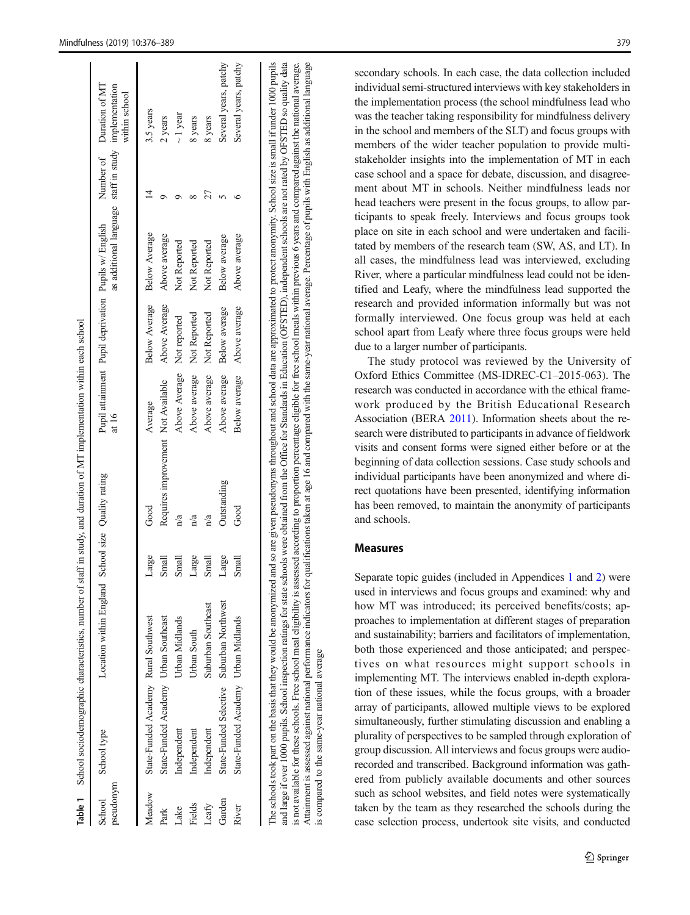**Table 1** School sociodemographic characteristics, number of staff in study, and duration of MT implementation within each school

| School pseudonym | School type | Location within England | School size | Quality rating | Pupil attainment at 16 | Pupil deprivation | Pupils w/ English as additional language | Number of staff in study | Duration of MT implementation within school |
|---|---|---|---|---|---|---|---|---|---|
| Meadow | State-Funded Academy | Rural Southwest | Large | Good | Average | Below Average | Below Average | 14 | 3.5 years |
| Park | State-Funded Academy | Urban Southeast | Small | Requires improvement | Not Available | Above Average | Above average | 9 | 2 years |
| Lake | Independent | Urban Midlands | Small | n/a | Above Average | Not reported | Not Reported | 9 | ~1 year |
| Fields | Independent | Urban South | Large | n/a | Above average | Not Reported | Not Reported | 8 | 8 years |
| Leafy | Independent | Suburban Southeast | Small | n/a | Above average | Not Reported | Not Reported | 27 | 8 years |
| Garden | State-Funded Selective | Suburban Northwest | Large | Outstanding | Above average | Below average | Below average | 5 | Several years, patchy |
| River | State-Funded Academy | Urban Midlands | Small | Good | Below average | Above average | Above average | 6 | Several years, patchy |

The schools took part on the basis that they would be anonymized and so are given pseudonyms throughout and school data are approximated to protect anonymity. School size is small if under 1000 pupils and large if over 1000 pupils. School inspection ratings for state schools were obtained from the Office for Standards in Education (OFSTED), independent schools are not rated by OFSTED so quality data is not available for these schools. Free school meal eligibility is assessed according to proportion percentage eligible for free school meals within previous 6 years and compared against the national average. Attainment is assessed against national performance indicators for qualifications taken at age 16 and compared with the same-year national average. Percentage of pupils with English as additional language is compared to the same-year national average

secondary schools. In each case, the data collection included individual semi-structured interviews with key stakeholders in the implementation process (the school mindfulness lead who was the teacher taking responsibility for mindfulness delivery in the school and members of the SLT) and focus groups with members of the wider teacher population to provide multi-stakeholder insights into the implementation of MT in each case school and a space for debate, discussion, and disagreement about MT in schools. Neither mindfulness leads nor head teachers were present in the focus groups, to allow participants to speak freely. Interviews and focus groups took place on site in each school and were undertaken and facilitated by members of the research team (SW, AS, and LT). In all cases, the mindfulness lead was interviewed, excluding River, where a particular mindfulness lead could not be identified and Leafy, where the mindfulness lead supported the research and provided information informally but was not formally interviewed. One focus group was held at each school apart from Leafy where three focus groups were held due to a larger number of participants.

The study protocol was reviewed by the University of Oxford Ethics Committee (MS-IDREC-C1–2015-063). The research was conducted in accordance with the ethical framework produced by the British Educational Research Association (BERA 2011). Information sheets about the research were distributed to participants in advance of fieldwork visits and consent forms were signed either before or at the beginning of data collection sessions. Case study schools and individual participants have been anonymized and where direct quotations have been presented, identifying information has been removed, to maintain the anonymity of participants and schools.

## Measures

Separate topic guides (included in Appendices 1 and 2) were used in interviews and focus groups and examined: why and how MT was introduced; its perceived benefits/costs; approaches to implementation at different stages of preparation and sustainability; barriers and facilitators of implementation, both those experienced and those anticipated; and perspectives on what resources might support schools in implementing MT. The interviews enabled in-depth exploration of these issues, while the focus groups, with a broader array of participants, allowed multiple views to be explored simultaneously, further stimulating discussion and enabling a plurality of perspectives to be sampled through exploration of group discussion. All interviews and focus groups were audio-recorded and transcribed. Background information was gathered from publicly available documents and other sources such as school websites, and field notes were systematically taken by the team as they researched the schools during the case selection process, undertook site visits, and conducted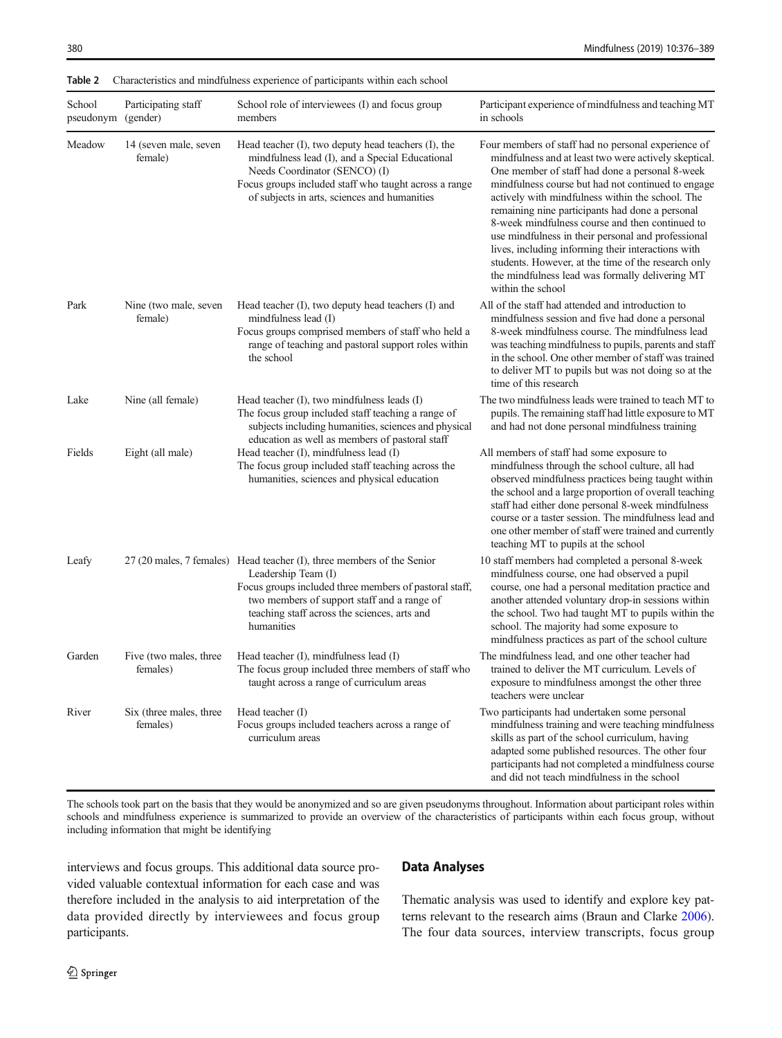**Table 2** Characteristics and mindfulness experience of participants within each school

| School pseudonym | Participating staff (gender) | School role of interviewees (I) and focus group members | Participant experience of mindfulness and teaching MT in schools |
|---|---|---|---|
| Meadow | 14 (seven male, seven female) | Head teacher (I), two deputy head teachers (I), the mindfulness lead (I), and a Special Educational Needs Coordinator (SENCO) (I)<br>Focus groups included staff who taught across a range of subjects in arts, sciences and humanities | Four members of staff had no personal experience of mindfulness and at least two were actively skeptical. One member of staff had done a personal 8-week mindfulness course but had not continued to engage actively with mindfulness within the school. The remaining nine participants had done a personal 8-week mindfulness course and then continued to use mindfulness in their personal and professional lives, including informing their interactions with students. However, at the time of the research only the mindfulness lead was formally delivering MT within the school |
| Park | Nine (two male, seven female) | Head teacher (I), two deputy head teachers (I) and mindfulness lead (I)<br>Focus groups comprised members of staff who held a range of teaching and pastoral support roles within the school | All of the staff had attended and introduction to mindfulness session and five had done a personal 8-week mindfulness course. The mindfulness lead was teaching mindfulness to pupils, parents and staff in the school. One other member of staff was trained to deliver MT to pupils but was not doing so at the time of this research |
| Lake | Nine (all female) | Head teacher (I), two mindfulness leads (I)<br>The focus group included staff teaching a range of subjects including humanities, sciences and physical education as well as members of pastoral staff | The two mindfulness leads were trained to teach MT to pupils. The remaining staff had little exposure to MT and had not done personal mindfulness training |
| Fields | Eight (all male) | Head teacher (I), mindfulness lead (I)<br>The focus group included staff teaching across the humanities, sciences and physical education | All members of staff had some exposure to mindfulness through the school culture, all had observed mindfulness practices being taught within the school and a large proportion of overall teaching staff had either done personal 8-week mindfulness course or a taster session. The mindfulness lead and one other member of staff were trained and currently teaching MT to pupils at the school |
| Leafy | 27 (20 males, 7 females) | Head teacher (I), three members of the Senior Leadership Team (I)<br>Focus groups included three members of pastoral staff, two members of support staff and a range of teaching staff across the sciences, arts and humanities | 10 staff members had completed a personal 8-week mindfulness course, one had observed a pupil course, one had a personal meditation practice and another attended voluntary drop-in sessions within the school. Two had taught MT to pupils within the school. The majority had some exposure to mindfulness practices as part of the school culture |
| Garden | Five (two males, three females) | Head teacher (I), mindfulness lead (I)<br>The focus group included three members of staff who taught across a range of curriculum areas | The mindfulness lead, and one other teacher had trained to deliver the MT curriculum. Levels of exposure to mindfulness amongst the other three teachers were unclear |
| River | Six (three males, three females) | Head teacher (I)<br>Focus groups included teachers across a range of curriculum areas | Two participants had undertaken some personal mindfulness training and were teaching mindfulness skills as part of the school curriculum, having adapted some published resources. The other four participants had not completed a mindfulness course and did not teach mindfulness in the school |

The schools took part on the basis that they would be anonymized and so are given pseudonyms throughout. Information about participant roles within schools and mindfulness experience is summarized to provide an overview of the characteristics of participants within each focus group, without including information that might be identifying

interviews and focus groups. This additional data source provided valuable contextual information for each case and was therefore included in the analysis to aid interpretation of the data provided directly by interviewees and focus group participants.

## Data Analyses

Thematic analysis was used to identify and explore key patterns relevant to the research aims (Braun and Clarke 2006). The four data sources, interview transcripts, focus group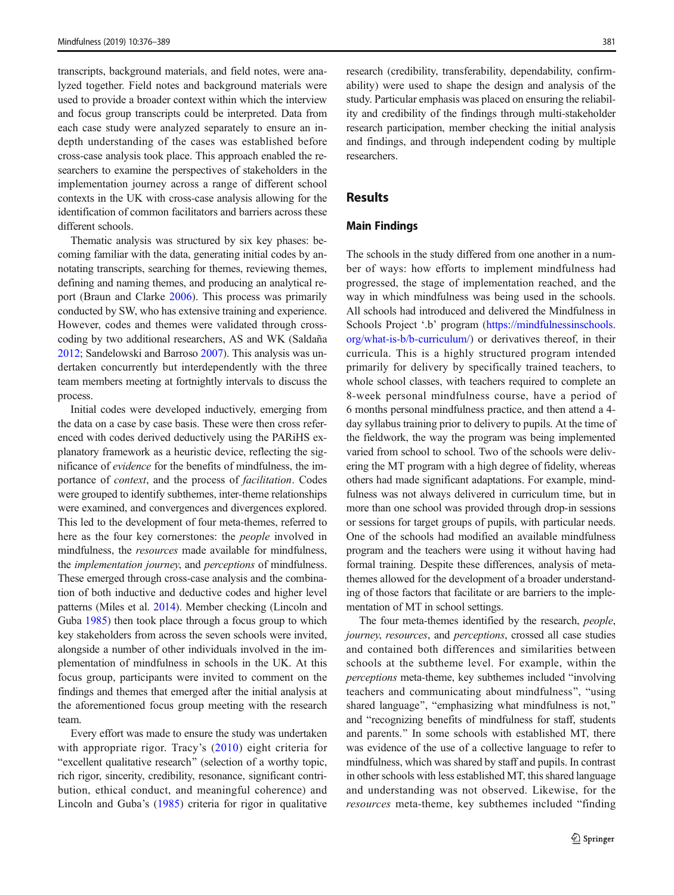transcripts, background materials, and field notes, were analyzed together. Field notes and background materials were used to provide a broader context within which the interview and focus group transcripts could be interpreted. Data from each case study were analyzed separately to ensure an in-depth understanding of the cases was established before cross-case analysis took place. This approach enabled the researchers to examine the perspectives of stakeholders in the implementation journey across a range of different school contexts in the UK with cross-case analysis allowing for the identification of common facilitators and barriers across these different schools.

Thematic analysis was structured by six key phases: becoming familiar with the data, generating initial codes by annotating transcripts, searching for themes, reviewing themes, defining and naming themes, and producing an analytical report (Braun and Clarke 2006). This process was primarily conducted by SW, who has extensive training and experience. However, codes and themes were validated through cross-coding by two additional researchers, AS and WK (Saldaña 2012; Sandelowski and Barroso 2007). This analysis was undertaken concurrently but interdependently with the three team members meeting at fortnightly intervals to discuss the process.

Initial codes were developed inductively, emerging from the data on a case by case basis. These were then cross referenced with codes derived deductively using the PARiHS explanatory framework as a heuristic device, reflecting the significance of *evidence* for the benefits of mindfulness, the importance of *context*, and the process of *facilitation*. Codes were grouped to identify subthemes, inter-theme relationships were examined, and convergences and divergences explored. This led to the development of four meta-themes, referred to here as the four key cornerstones: the *people* involved in mindfulness, the *resources* made available for mindfulness, the *implementation journey*, and *perceptions* of mindfulness. These emerged through cross-case analysis and the combination of both inductive and deductive codes and higher level patterns (Miles et al. 2014). Member checking (Lincoln and Guba 1985) then took place through a focus group to which key stakeholders from across the seven schools were invited, alongside a number of other individuals involved in the implementation of mindfulness in schools in the UK. At this focus group, participants were invited to comment on the findings and themes that emerged after the initial analysis at the aforementioned focus group meeting with the research team.

Every effort was made to ensure the study was undertaken with appropriate rigor. Tracy's (2010) eight criteria for "excellent qualitative research" (selection of a worthy topic, rich rigor, sincerity, credibility, resonance, significant contribution, ethical conduct, and meaningful coherence) and Lincoln and Guba's (1985) criteria for rigor in qualitative research (credibility, transferability, dependability, confirmability) were used to shape the design and analysis of the study. Particular emphasis was placed on ensuring the reliability and credibility of the findings through multi-stakeholder research participation, member checking the initial analysis and findings, and through independent coding by multiple researchers.

## Results

### Main Findings

The schools in the study differed from one another in a number of ways: how efforts to implement mindfulness had progressed, the stage of implementation reached, and the way in which mindfulness was being used in the schools. All schools had introduced and delivered the Mindfulness in Schools Project '.b' program (https://mindfulnessinschools.org/what-is-b/b-curriculum/) or derivatives thereof, in their curricula. This is a highly structured program intended primarily for delivery by specifically trained teachers, to whole school classes, with teachers required to complete an 8-week personal mindfulness course, have a period of 6 months personal mindfulness practice, and then attend a 4-day syllabus training prior to delivery to pupils. At the time of the fieldwork, the way the program was being implemented varied from school to school. Two of the schools were delivering the MT program with a high degree of fidelity, whereas others had made significant adaptations. For example, mindfulness was not always delivered in curriculum time, but in more than one school was provided through drop-in sessions or sessions for target groups of pupils, with particular needs. One of the schools had modified an available mindfulness program and the teachers were using it without having had formal training. Despite these differences, analysis of meta-themes allowed for the development of a broader understanding of those factors that facilitate or are barriers to the implementation of MT in school settings.

The four meta-themes identified by the research, *people*, *journey*, *resources*, and *perceptions*, crossed all case studies and contained both differences and similarities between schools at the subtheme level. For example, within the *perceptions* meta-theme, key subthemes included "involving teachers and communicating about mindfulness", "using shared language", "emphasizing what mindfulness is not," and "recognizing benefits of mindfulness for staff, students and parents." In some schools with established MT, there was evidence of the use of a collective language to refer to mindfulness, which was shared by staff and pupils. In contrast in other schools with less established MT, this shared language and understanding was not observed. Likewise, for the *resources* meta-theme, key subthemes included "finding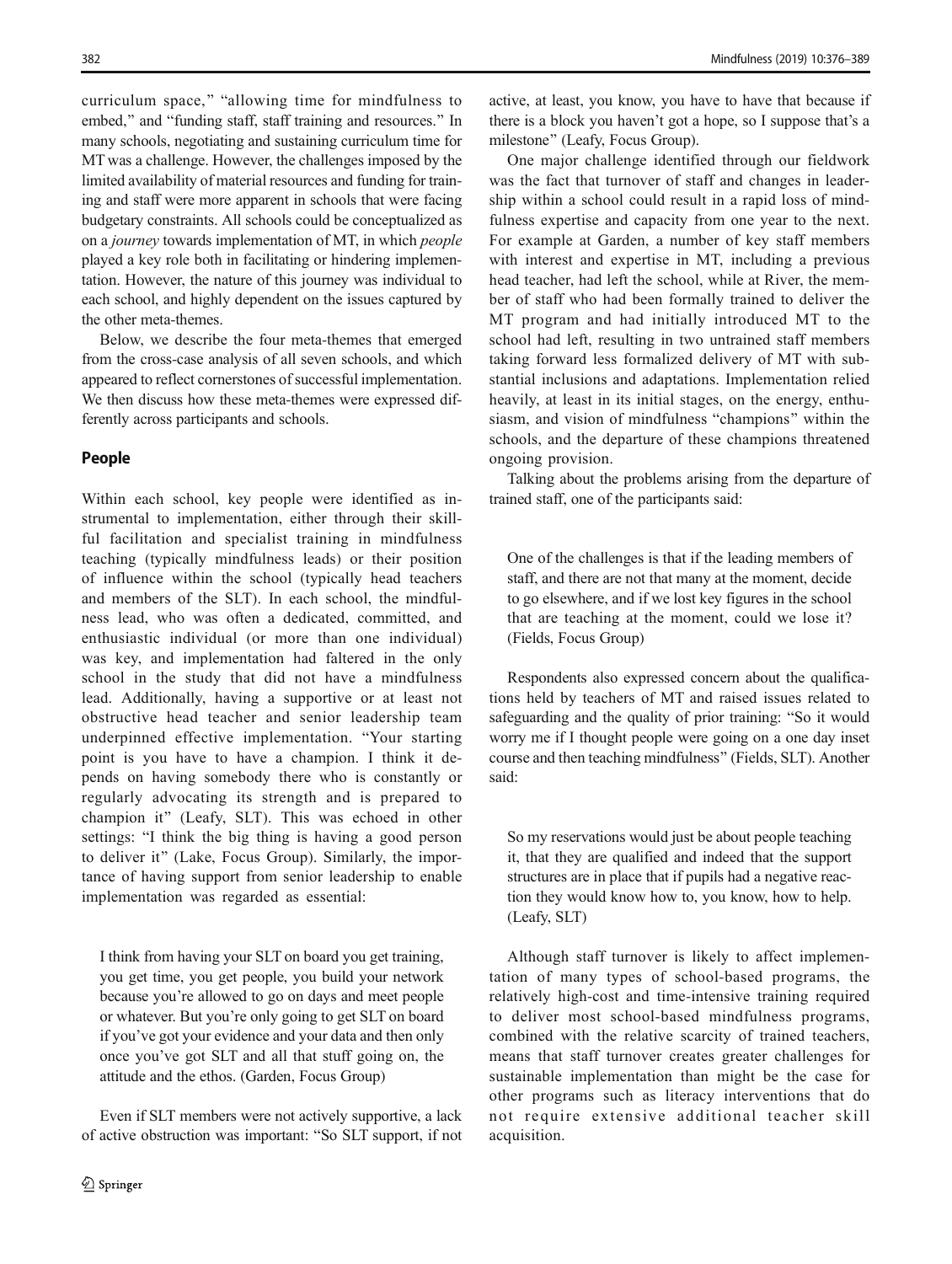curriculum space," "allowing time for mindfulness to embed," and "funding staff, staff training and resources." In many schools, negotiating and sustaining curriculum time for MT was a challenge. However, the challenges imposed by the limited availability of material resources and funding for training and staff were more apparent in schools that were facing budgetary constraints. All schools could be conceptualized as on a *journey* towards implementation of MT, in which *people* played a key role both in facilitating or hindering implementation. However, the nature of this journey was individual to each school, and highly dependent on the issues captured by the other meta-themes.

Below, we describe the four meta-themes that emerged from the cross-case analysis of all seven schools, and which appeared to reflect cornerstones of successful implementation. We then discuss how these meta-themes were expressed differently across participants and schools.

## People

Within each school, key people were identified as instrumental to implementation, either through their skillful facilitation and specialist training in mindfulness teaching (typically mindfulness leads) or their position of influence within the school (typically head teachers and members of the SLT). In each school, the mindfulness lead, who was often a dedicated, committed, and enthusiastic individual (or more than one individual) was key, and implementation had faltered in the only school in the study that did not have a mindfulness lead. Additionally, having a supportive or at least not obstructive head teacher and senior leadership team underpinned effective implementation. "Your starting point is you have to have a champion. I think it depends on having somebody there who is constantly or regularly advocating its strength and is prepared to champion it" (Leafy, SLT). This was echoed in other settings: "I think the big thing is having a good person to deliver it" (Lake, Focus Group). Similarly, the importance of having support from senior leadership to enable implementation was regarded as essential:

> I think from having your SLT on board you get training, you get time, you get people, you build your network because you're allowed to go on days and meet people or whatever. But you're only going to get SLT on board if you've got your evidence and your data and then only once you've got SLT and all that stuff going on, the attitude and the ethos. (Garden, Focus Group)

Even if SLT members were not actively supportive, a lack of active obstruction was important: "So SLT support, if not active, at least, you know, you have to have that because if there is a block you haven't got a hope, so I suppose that's a milestone" (Leafy, Focus Group).

One major challenge identified through our fieldwork was the fact that turnover of staff and changes in leadership within a school could result in a rapid loss of mindfulness expertise and capacity from one year to the next. For example at Garden, a number of key staff members with interest and expertise in MT, including a previous head teacher, had left the school, while at River, the member of staff who had been formally trained to deliver the MT program and had initially introduced MT to the school had left, resulting in two untrained staff members taking forward less formalized delivery of MT with substantial inclusions and adaptations. Implementation relied heavily, at least in its initial stages, on the energy, enthusiasm, and vision of mindfulness "champions" within the schools, and the departure of these champions threatened ongoing provision.

Talking about the problems arising from the departure of trained staff, one of the participants said:

> One of the challenges is that if the leading members of staff, and there are not that many at the moment, decide to go elsewhere, and if we lost key figures in the school that are teaching at the moment, could we lose it? (Fields, Focus Group)

Respondents also expressed concern about the qualifications held by teachers of MT and raised issues related to safeguarding and the quality of prior training: "So it would worry me if I thought people were going on a one day inset course and then teaching mindfulness" (Fields, SLT). Another said:

> So my reservations would just be about people teaching it, that they are qualified and indeed that the support structures are in place that if pupils had a negative reaction they would know how to, you know, how to help. (Leafy, SLT)

Although staff turnover is likely to affect implementation of many types of school-based programs, the relatively high-cost and time-intensive training required to deliver most school-based mindfulness programs, combined with the relative scarcity of trained teachers, means that staff turnover creates greater challenges for sustainable implementation than might be the case for other programs such as literacy interventions that do not require extensive additional teacher skill acquisition.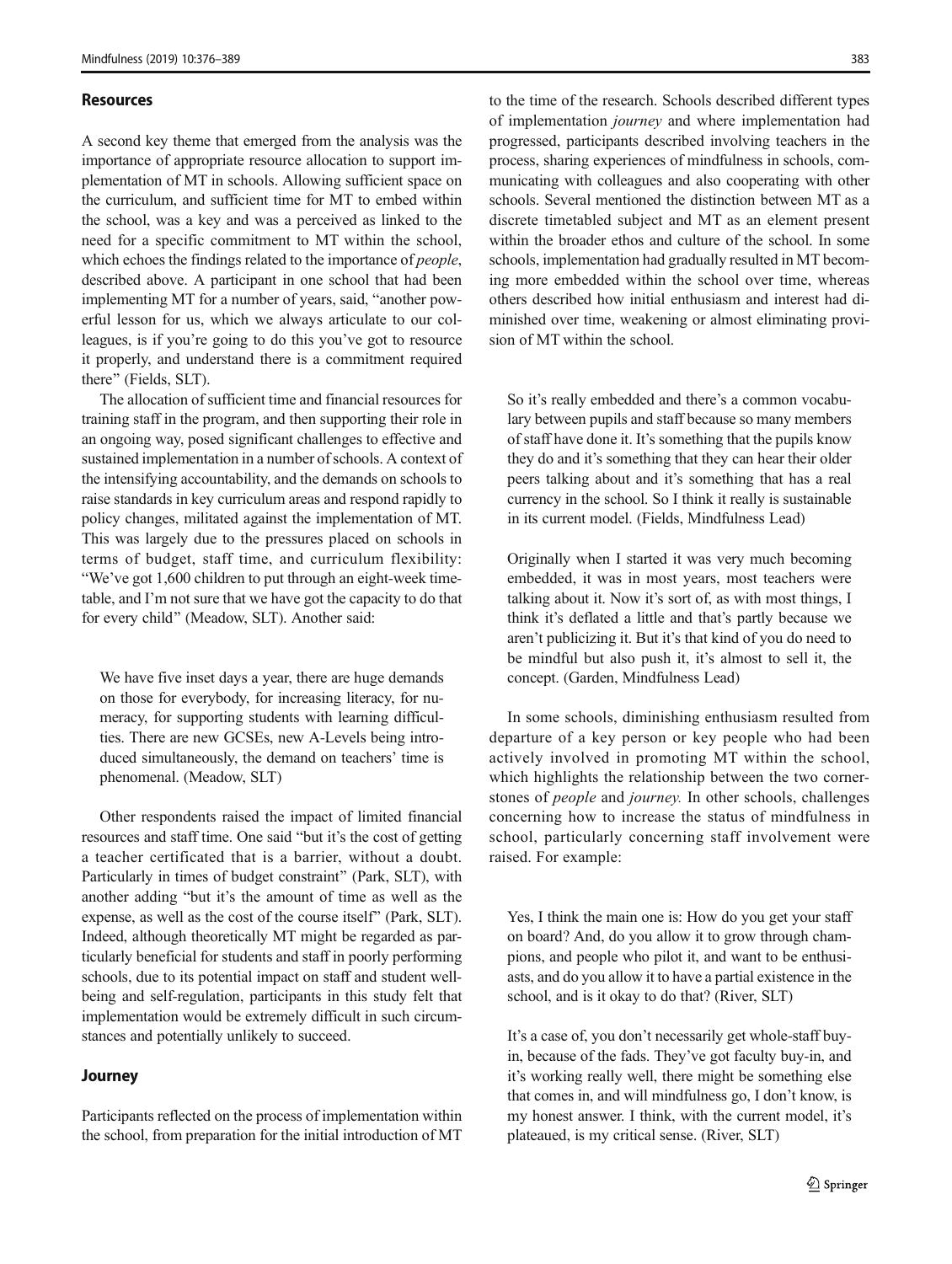### Resources

A second key theme that emerged from the analysis was the importance of appropriate resource allocation to support implementation of MT in schools. Allowing sufficient space on the curriculum, and sufficient time for MT to embed within the school, was a key and was a perceived as linked to the need for a specific commitment to MT within the school, which echoes the findings related to the importance of *people*, described above. A participant in one school that had been implementing MT for a number of years, said, "another powerful lesson for us, which we always articulate to our colleagues, is if you're going to do this you've got to resource it properly, and understand there is a commitment required there" (Fields, SLT).

The allocation of sufficient time and financial resources for training staff in the program, and then supporting their role in an ongoing way, posed significant challenges to effective and sustained implementation in a number of schools. A context of the intensifying accountability, and the demands on schools to raise standards in key curriculum areas and respond rapidly to policy changes, militated against the implementation of MT. This was largely due to the pressures placed on schools in terms of budget, staff time, and curriculum flexibility: "We've got 1,600 children to put through an eight-week timetable, and I'm not sure that we have got the capacity to do that for every child" (Meadow, SLT). Another said:

> We have five inset days a year, there are huge demands on those for everybody, for increasing literacy, for numeracy, for supporting students with learning difficulties. There are new GCSEs, new A-Levels being introduced simultaneously, the demand on teachers' time is phenomenal. (Meadow, SLT)

Other respondents raised the impact of limited financial resources and staff time. One said "but it's the cost of getting a teacher certificated that is a barrier, without a doubt. Particularly in times of budget constraint" (Park, SLT), with another adding "but it's the amount of time as well as the expense, as well as the cost of the course itself" (Park, SLT). Indeed, although theoretically MT might be regarded as particularly beneficial for students and staff in poorly performing schools, due to its potential impact on staff and student wellbeing and self-regulation, participants in this study felt that implementation would be extremely difficult in such circumstances and potentially unlikely to succeed.

### Journey

Participants reflected on the process of implementation within the school, from preparation for the initial introduction of MT to the time of the research. Schools described different types of implementation *journey* and where implementation had progressed, participants described involving teachers in the process, sharing experiences of mindfulness in schools, communicating with colleagues and also cooperating with other schools. Several mentioned the distinction between MT as a discrete timetabled subject and MT as an element present within the broader ethos and culture of the school. In some schools, implementation had gradually resulted in MT becoming more embedded within the school over time, whereas others described how initial enthusiasm and interest had diminished over time, weakening or almost eliminating provision of MT within the school.

> So it's really embedded and there's a common vocabulary between pupils and staff because so many members of staff have done it. It's something that the pupils know they do and it's something that they can hear their older peers talking about and it's something that has a real currency in the school. So I think it really is sustainable in its current model. (Fields, Mindfulness Lead)

> Originally when I started it was very much becoming embedded, it was in most years, most teachers were talking about it. Now it's sort of, as with most things, I think it's deflated a little and that's partly because we aren't publicizing it. But it's that kind of you do need to be mindful but also push it, it's almost to sell it, the concept. (Garden, Mindfulness Lead)

In some schools, diminishing enthusiasm resulted from departure of a key person or key people who had been actively involved in promoting MT within the school, which highlights the relationship between the two cornerstones of *people* and *journey.* In other schools, challenges concerning how to increase the status of mindfulness in school, particularly concerning staff involvement were raised. For example:

> Yes, I think the main one is: How do you get your staff on board? And, do you allow it to grow through champions, and people who pilot it, and want to be enthusiasts, and do you allow it to have a partial existence in the school, and is it okay to do that? (River, SLT)

> It's a case of, you don't necessarily get whole-staff buy-in, because of the fads. They've got faculty buy-in, and it's working really well, there might be something else that comes in, and will mindfulness go, I don't know, is my honest answer. I think, with the current model, it's plateaued, is my critical sense. (River, SLT)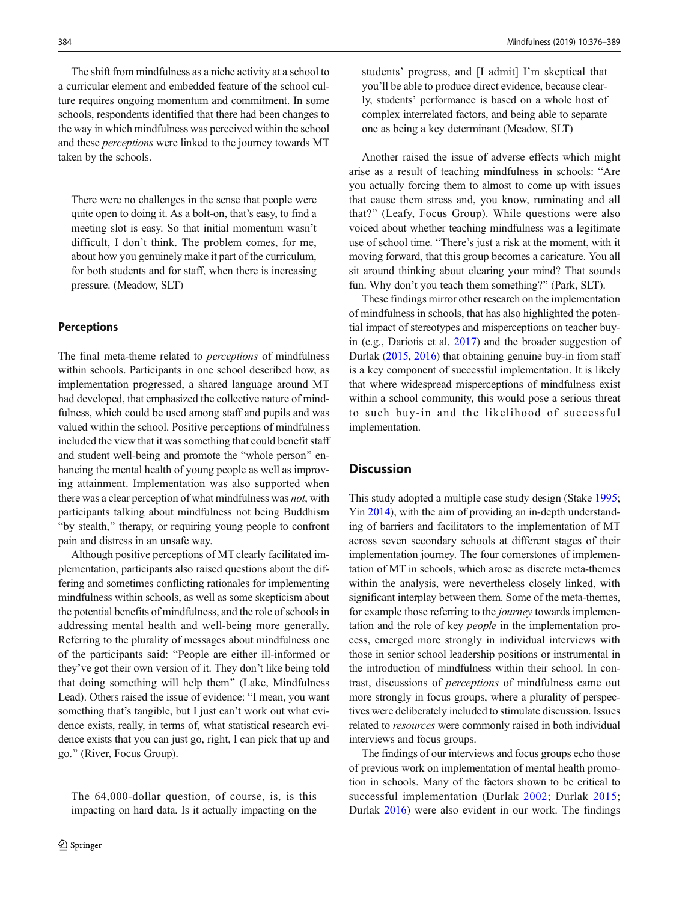The shift from mindfulness as a niche activity at a school to a curricular element and embedded feature of the school culture requires ongoing momentum and commitment. In some schools, respondents identified that there had been changes to the way in which mindfulness was perceived within the school and these *perceptions* were linked to the journey towards MT taken by the schools.

> There were no challenges in the sense that people were quite open to doing it. As a bolt-on, that's easy, to find a meeting slot is easy. So that initial momentum wasn't difficult, I don't think. The problem comes, for me, about how you genuinely make it part of the curriculum, for both students and for staff, when there is increasing pressure. (Meadow, SLT)

### Perceptions

The final meta-theme related to *perceptions* of mindfulness within schools. Participants in one school described how, as implementation progressed, a shared language around MT had developed, that emphasized the collective nature of mindfulness, which could be used among staff and pupils and was valued within the school. Positive perceptions of mindfulness included the view that it was something that could benefit staff and student well-being and promote the "whole person" enhancing the mental health of young people as well as improving attainment. Implementation was also supported when there was a clear perception of what mindfulness was *not*, with participants talking about mindfulness not being Buddhism "by stealth," therapy, or requiring young people to confront pain and distress in an unsafe way.

Although positive perceptions of MT clearly facilitated implementation, participants also raised questions about the differing and sometimes conflicting rationales for implementing mindfulness within schools, as well as some skepticism about the potential benefits of mindfulness, and the role of schools in addressing mental health and well-being more generally. Referring to the plurality of messages about mindfulness one of the participants said: "People are either ill-informed or they've got their own version of it. They don't like being told that doing something will help them" (Lake, Mindfulness Lead). Others raised the issue of evidence: "I mean, you want something that's tangible, but I just can't work out what evidence exists, really, in terms of, what statistical research evidence exists that you can just go, right, I can pick that up and go." (River, Focus Group).

> The 64,000-dollar question, of course, is, is this impacting on hard data. Is it actually impacting on the students' progress, and [I admit] I'm skeptical that you'll be able to produce direct evidence, because clearly, students' performance is based on a whole host of complex interrelated factors, and being able to separate one as being a key determinant (Meadow, SLT)

Another raised the issue of adverse effects which might arise as a result of teaching mindfulness in schools: "Are you actually forcing them to almost to come up with issues that cause them stress and, you know, ruminating and all that?" (Leafy, Focus Group). While questions were also voiced about whether teaching mindfulness was a legitimate use of school time. "There's just a risk at the moment, with it moving forward, that this group becomes a caricature. You all sit around thinking about clearing your mind? That sounds fun. Why don't you teach them something?" (Park, SLT).

These findings mirror other research on the implementation of mindfulness in schools, that has also highlighted the potential impact of stereotypes and misperceptions on teacher buy-in (e.g., Dariotis et al. 2017) and the broader suggestion of Durlak (2015, 2016) that obtaining genuine buy-in from staff is a key component of successful implementation. It is likely that where widespread misperceptions of mindfulness exist within a school community, this would pose a serious threat to such buy-in and the likelihood of successful implementation.

## Discussion

This study adopted a multiple case study design (Stake 1995; Yin 2014), with the aim of providing an in-depth understanding of barriers and facilitators to the implementation of MT across seven secondary schools at different stages of their implementation journey. The four cornerstones of implementation of MT in schools, which arose as discrete meta-themes within the analysis, were nevertheless closely linked, with significant interplay between them. Some of the meta-themes, for example those referring to the *journey* towards implementation and the role of key *people* in the implementation process, emerged more strongly in individual interviews with those in senior school leadership positions or instrumental in the introduction of mindfulness within their school. In contrast, discussions of *perceptions* of mindfulness came out more strongly in focus groups, where a plurality of perspectives were deliberately included to stimulate discussion. Issues related to *resources* were commonly raised in both individual interviews and focus groups.

The findings of our interviews and focus groups echo those of previous work on implementation of mental health promotion in schools. Many of the factors shown to be critical to successful implementation (Durlak 2002; Durlak 2015; Durlak 2016) were also evident in our work. The findings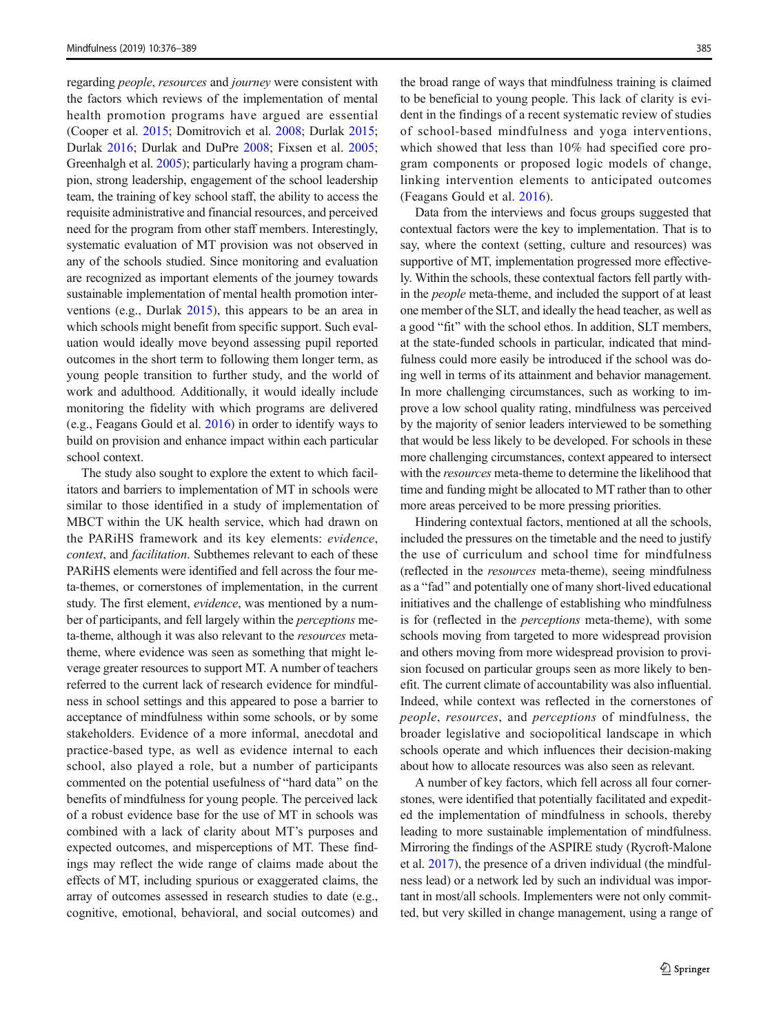regarding *people*, *resources* and *journey* were consistent with the factors which reviews of the implementation of mental health promotion programs have argued are essential (Cooper et al. 2015; Domitrovich et al. 2008; Durlak 2015; Durlak 2016; Durlak and DuPre 2008; Fixsen et al. 2005; Greenhalgh et al. 2005); particularly having a program champion, strong leadership, engagement of the school leadership team, the training of key school staff, the ability to access the requisite administrative and financial resources, and perceived need for the program from other staff members. Interestingly, systematic evaluation of MT provision was not observed in any of the schools studied. Since monitoring and evaluation are recognized as important elements of the journey towards sustainable implementation of mental health promotion interventions (e.g., Durlak 2015), this appears to be an area in which schools might benefit from specific support. Such evaluation would ideally move beyond assessing pupil reported outcomes in the short term to following them longer term, as young people transition to further study, and the world of work and adulthood. Additionally, it would ideally include monitoring the fidelity with which programs are delivered (e.g., Feagans Gould et al. 2016) in order to identify ways to build on provision and enhance impact within each particular school context.

The study also sought to explore the extent to which facilitators and barriers to implementation of MT in schools were similar to those identified in a study of implementation of MBCT within the UK health service, which had drawn on the PARiHS framework and its key elements: *evidence*, *context*, and *facilitation*. Subthemes relevant to each of these PARiHS elements were identified and fell across the four meta-themes, or cornerstones of implementation, in the current study. The first element, *evidence*, was mentioned by a number of participants, and fell largely within the *perceptions* meta-theme, although it was also relevant to the *resources* meta-theme, where evidence was seen as something that might leverage greater resources to support MT. A number of teachers referred to the current lack of research evidence for mindfulness in school settings and this appeared to pose a barrier to acceptance of mindfulness within some schools, or by some stakeholders. Evidence of a more informal, anecdotal and practice-based type, as well as evidence internal to each school, also played a role, but a number of participants commented on the potential usefulness of "hard data" on the benefits of mindfulness for young people. The perceived lack of a robust evidence base for the use of MT in schools was combined with a lack of clarity about MT's purposes and expected outcomes, and misperceptions of MT. These findings may reflect the wide range of claims made about the effects of MT, including spurious or exaggerated claims, the array of outcomes assessed in research studies to date (e.g., cognitive, emotional, behavioral, and social outcomes) and the broad range of ways that mindfulness training is claimed to be beneficial to young people. This lack of clarity is evident in the findings of a recent systematic review of studies of school-based mindfulness and yoga interventions, which showed that less than 10% had specified core program components or proposed logic models of change, linking intervention elements to anticipated outcomes (Feagans Gould et al. 2016).

Data from the interviews and focus groups suggested that contextual factors were the key to implementation. That is to say, where the context (setting, culture and resources) was supportive of MT, implementation progressed more effectively. Within the schools, these contextual factors fell partly within the *people* meta-theme, and included the support of at least one member of the SLT, and ideally the head teacher, as well as a good "fit" with the school ethos. In addition, SLT members, at the state-funded schools in particular, indicated that mindfulness could more easily be introduced if the school was doing well in terms of its attainment and behavior management. In more challenging circumstances, such as working to improve a low school quality rating, mindfulness was perceived by the majority of senior leaders interviewed to be something that would be less likely to be developed. For schools in these more challenging circumstances, context appeared to intersect with the *resources* meta-theme to determine the likelihood that time and funding might be allocated to MT rather than to other more areas perceived to be more pressing priorities.

Hindering contextual factors, mentioned at all the schools, included the pressures on the timetable and the need to justify the use of curriculum and school time for mindfulness (reflected in the *resources* meta-theme), seeing mindfulness as a "fad" and potentially one of many short-lived educational initiatives and the challenge of establishing who mindfulness is for (reflected in the *perceptions* meta-theme), with some schools moving from targeted to more widespread provision and others moving from more widespread provision to provision focused on particular groups seen as more likely to benefit. The current climate of accountability was also influential. Indeed, while context was reflected in the cornerstones of *people*, *resources*, and *perceptions* of mindfulness, the broader legislative and sociopolitical landscape in which schools operate and which influences their decision-making about how to allocate resources was also seen as relevant.

A number of key factors, which fell across all four cornerstones, were identified that potentially facilitated and expedited the implementation of mindfulness in schools, thereby leading to more sustainable implementation of mindfulness. Mirroring the findings of the ASPIRE study (Rycroft-Malone et al. 2017), the presence of a driven individual (the mindfulness lead) or a network led by such an individual was important in most/all schools. Implementers were not only committed, but very skilled in change management, using a range of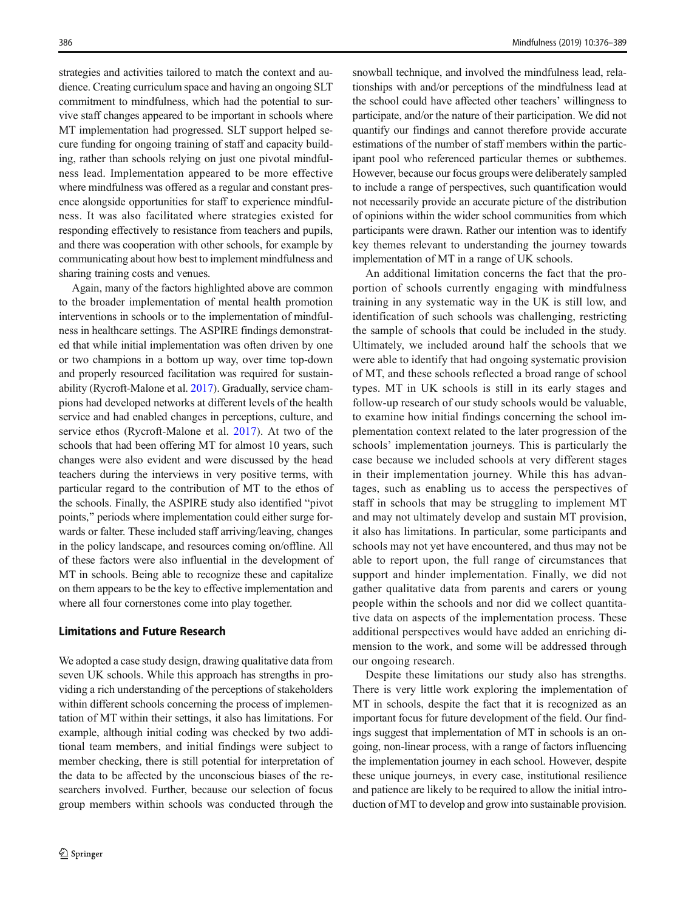strategies and activities tailored to match the context and audience. Creating curriculum space and having an ongoing SLT commitment to mindfulness, which had the potential to survive staff changes appeared to be important in schools where MT implementation had progressed. SLT support helped secure funding for ongoing training of staff and capacity building, rather than schools relying on just one pivotal mindfulness lead. Implementation appeared to be more effective where mindfulness was offered as a regular and constant presence alongside opportunities for staff to experience mindfulness. It was also facilitated where strategies existed for responding effectively to resistance from teachers and pupils, and there was cooperation with other schools, for example by communicating about how best to implement mindfulness and sharing training costs and venues.

Again, many of the factors highlighted above are common to the broader implementation of mental health promotion interventions in schools or to the implementation of mindfulness in healthcare settings. The ASPIRE findings demonstrated that while initial implementation was often driven by one or two champions in a bottom up way, over time top-down and properly resourced facilitation was required for sustainability (Rycroft-Malone et al. 2017). Gradually, service champions had developed networks at different levels of the health service and had enabled changes in perceptions, culture, and service ethos (Rycroft-Malone et al. 2017). At two of the schools that had been offering MT for almost 10 years, such changes were also evident and were discussed by the head teachers during the interviews in very positive terms, with particular regard to the contribution of MT to the ethos of the schools. Finally, the ASPIRE study also identified "pivot points," periods where implementation could either surge forwards or falter. These included staff arriving/leaving, changes in the policy landscape, and resources coming on/offline. All of these factors were also influential in the development of MT in schools. Being able to recognize these and capitalize on them appears to be the key to effective implementation and where all four cornerstones come into play together.

## Limitations and Future Research

We adopted a case study design, drawing qualitative data from seven UK schools. While this approach has strengths in providing a rich understanding of the perceptions of stakeholders within different schools concerning the process of implementation of MT within their settings, it also has limitations. For example, although initial coding was checked by two additional team members, and initial findings were subject to member checking, there is still potential for interpretation of the data to be affected by the unconscious biases of the researchers involved. Further, because our selection of focus group members within schools was conducted through the snowball technique, and involved the mindfulness lead, relationships with and/or perceptions of the mindfulness lead at the school could have affected other teachers' willingness to participate, and/or the nature of their participation. We did not quantify our findings and cannot therefore provide accurate estimations of the number of staff members within the participant pool who referenced particular themes or subthemes. However, because our focus groups were deliberately sampled to include a range of perspectives, such quantification would not necessarily provide an accurate picture of the distribution of opinions within the wider school communities from which participants were drawn. Rather our intention was to identify key themes relevant to understanding the journey towards implementation of MT in a range of UK schools.

An additional limitation concerns the fact that the proportion of schools currently engaging with mindfulness training in any systematic way in the UK is still low, and identification of such schools was challenging, restricting the sample of schools that could be included in the study. Ultimately, we included around half the schools that we were able to identify that had ongoing systematic provision of MT, and these schools reflected a broad range of school types. MT in UK schools is still in its early stages and follow-up research of our study schools would be valuable, to examine how initial findings concerning the school implementation context related to the later progression of the schools' implementation journeys. This is particularly the case because we included schools at very different stages in their implementation journey. While this has advantages, such as enabling us to access the perspectives of staff in schools that may be struggling to implement MT and may not ultimately develop and sustain MT provision, it also has limitations. In particular, some participants and schools may not yet have encountered, and thus may not be able to report upon, the full range of circumstances that support and hinder implementation. Finally, we did not gather qualitative data from parents and carers or young people within the schools and nor did we collect quantitative data on aspects of the implementation process. These additional perspectives would have added an enriching dimension to the work, and some will be addressed through our ongoing research.

Despite these limitations our study also has strengths. There is very little work exploring the implementation of MT in schools, despite the fact that it is recognized as an important focus for future development of the field. Our findings suggest that implementation of MT in schools is an ongoing, non-linear process, with a range of factors influencing the implementation journey in each school. However, despite these unique journeys, in every case, institutional resilience and patience are likely to be required to allow the initial introduction of MT to develop and grow into sustainable provision.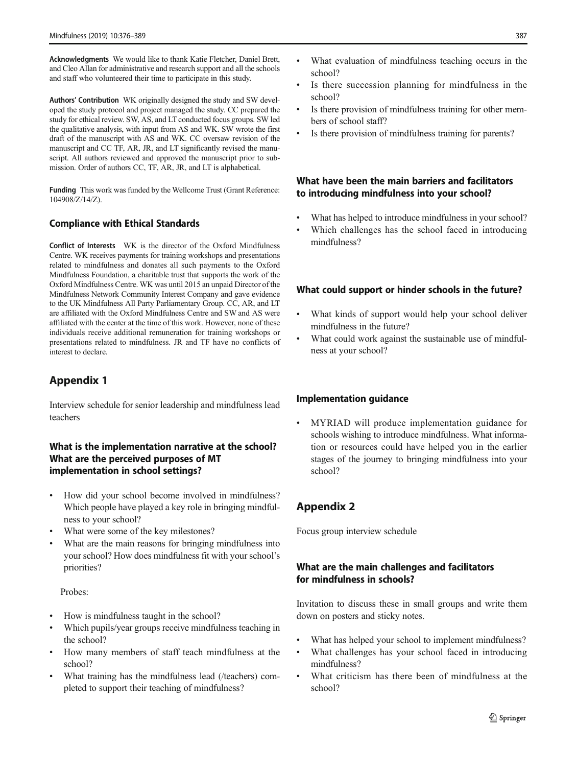**Acknowledgments** We would like to thank Katie Fletcher, Daniel Brett, and Cleo Allan for administrative and research support and all the schools and staff who volunteered their time to participate in this study.

**Authors' Contribution** WK originally designed the study and SW developed the study protocol and project managed the study. CC prepared the study for ethical review. SW, AS, and LT conducted focus groups. SW led the qualitative analysis, with input from AS and WK. SW wrote the first draft of the manuscript with AS and WK. CC oversaw revision of the manuscript and CC TF, AR, JR, and LT significantly revised the manuscript. All authors reviewed and approved the manuscript prior to submission. Order of authors CC, TF, AR, JR, and LT is alphabetical.

**Funding** This work was funded by the Wellcome Trust (Grant Reference: 104908/Z/14/Z).

### Compliance with Ethical Standards

**Conflict of Interests** WK is the director of the Oxford Mindfulness Centre. WK receives payments for training workshops and presentations related to mindfulness and donates all such payments to the Oxford Mindfulness Foundation, a charitable trust that supports the work of the Oxford Mindfulness Centre. WK was until 2015 an unpaid Director of the Mindfulness Network Community Interest Company and gave evidence to the UK Mindfulness All Party Parliamentary Group. CC, AR, and LT are affiliated with the Oxford Mindfulness Centre and SW and AS were affiliated with the center at the time of this work. However, none of these individuals receive additional remuneration for training workshops or presentations related to mindfulness. JR and TF have no conflicts of interest to declare.

## Appendix 1

Interview schedule for senior leadership and mindfulness lead teachers

### What is the implementation narrative at the school? What are the perceived purposes of MT implementation in school settings?

- How did your school become involved in mindfulness? Which people have played a key role in bringing mindfulness to your school?
- What were some of the key milestones?
- What are the main reasons for bringing mindfulness into your school? How does mindfulness fit with your school's priorities?

Probes:

- How is mindfulness taught in the school?
- Which pupils/year groups receive mindfulness teaching in the school?
- How many members of staff teach mindfulness at the school?
- What training has the mindfulness lead (/teachers) completed to support their teaching of mindfulness?
- What evaluation of mindfulness teaching occurs in the school?
- Is there succession planning for mindfulness in the school?
- Is there provision of mindfulness training for other members of school staff?
- Is there provision of mindfulness training for parents?

### What have been the main barriers and facilitators to introducing mindfulness into your school?

- What has helped to introduce mindfulness in your school?
- Which challenges has the school faced in introducing mindfulness?

### What could support or hinder schools in the future?

- What kinds of support would help your school deliver mindfulness in the future?
- What could work against the sustainable use of mindfulness at your school?

### Implementation guidance

- MYRIAD will produce implementation guidance for schools wishing to introduce mindfulness. What information or resources could have helped you in the earlier stages of the journey to bringing mindfulness into your school?

## Appendix 2

Focus group interview schedule

### What are the main challenges and facilitators for mindfulness in schools?

Invitation to discuss these in small groups and write them down on posters and sticky notes.

- What has helped your school to implement mindfulness?
- What challenges has your school faced in introducing mindfulness?
- What criticism has there been of mindfulness at the school?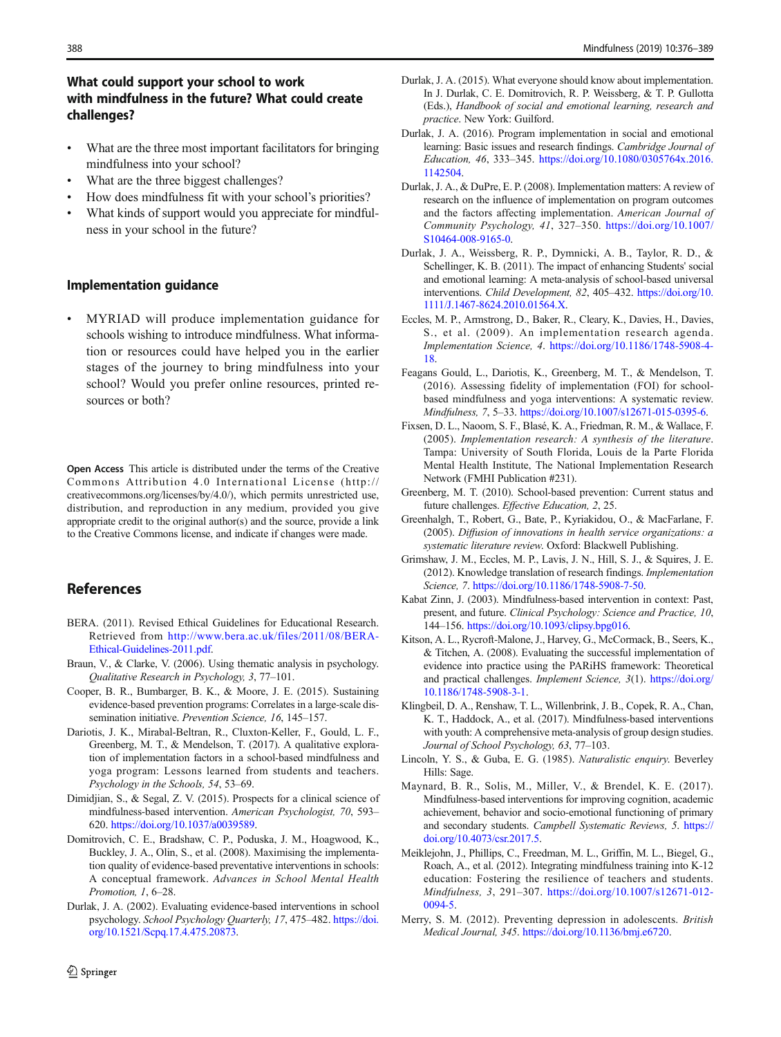### What could support your school to work with mindfulness in the future? What could create challenges?

- What are the three most important facilitators for bringing mindfulness into your school?
- What are the three biggest challenges?
- How does mindfulness fit with your school's priorities?
- What kinds of support would you appreciate for mindfulness in your school in the future?

### Implementation guidance

- MYRIAD will produce implementation guidance for schools wishing to introduce mindfulness. What information or resources could have helped you in the earlier stages of the journey to bring mindfulness into your school? Would you prefer online resources, printed resources or both?

**Open Access** This article is distributed under the terms of the Creative Commons Attribution 4.0 International License (http://creativecommons.org/licenses/by/4.0/), which permits unrestricted use, distribution, and reproduction in any medium, provided you give appropriate credit to the original author(s) and the source, provide a link to the Creative Commons license, and indicate if changes were made.

## References

BERA. (2011). Revised Ethical Guidelines for Educational Research. Retrieved from http://www.bera.ac.uk/files/2011/08/BERA-Ethical-Guidelines-2011.pdf.

Braun, V., & Clarke, V. (2006). Using thematic analysis in psychology. *Qualitative Research in Psychology, 3*, 77–101.

Cooper, B. R., Bumbarger, B. K., & Moore, J. E. (2015). Sustaining evidence-based prevention programs: Correlates in a large-scale dissemination initiative. *Prevention Science, 16*, 145–157.

Dariotis, J. K., Mirabal-Beltran, R., Cluxton-Keller, F., Gould, L. F., Greenberg, M. T., & Mendelson, T. (2017). A qualitative exploration of implementation factors in a school-based mindfulness and yoga program: Lessons learned from students and teachers. *Psychology in the Schools, 54*, 53–69.

Dimidjian, S., & Segal, Z. V. (2015). Prospects for a clinical science of mindfulness-based intervention. *American Psychologist, 70*, 593–620. https://doi.org/10.1037/a0039589.

Domitrovich, C. E., Bradshaw, C. P., Poduska, J. M., Hoagwood, K., Buckley, J. A., Olin, S., et al. (2008). Maximising the implementation quality of evidence-based preventative interventions in schools: A conceptual framework. *Advances in School Mental Health Promotion, 1*, 6–28.

Durlak, J. A. (2002). Evaluating evidence-based interventions in school psychology. *School Psychology Quarterly, 17*, 475–482. https://doi.org/10.1521/Scpq.17.4.475.20873.

Durlak, J. A. (2015). What everyone should know about implementation. In J. Durlak, C. E. Domitrovich, R. P. Weissberg, & T. P. Gullotta (Eds.), *Handbook of social and emotional learning, research and practice*. New York: Guilford.

Durlak, J. A. (2016). Program implementation in social and emotional learning: Basic issues and research findings. *Cambridge Journal of Education, 46*, 333–345. https://doi.org/10.1080/0305764x.2016.1142504.

Durlak, J. A., & DuPre, E. P. (2008). Implementation matters: A review of research on the influence of implementation on program outcomes and the factors affecting implementation. *American Journal of Community Psychology, 41*, 327–350. https://doi.org/10.1007/S10464-008-9165-0.

Durlak, J. A., Weissberg, R. P., Dymnicki, A. B., Taylor, R. D., & Schellinger, K. B. (2011). The impact of enhancing Students' social and emotional learning: A meta-analysis of school-based universal interventions. *Child Development, 82*, 405–432. https://doi.org/10.1111/J.1467-8624.2010.01564.X.

Eccles, M. P., Armstrong, D., Baker, R., Cleary, K., Davies, H., Davies, S., et al. (2009). An implementation research agenda. *Implementation Science, 4*. https://doi.org/10.1186/1748-5908-4-18.

Feagans Gould, L., Dariotis, K., Greenberg, M. T., & Mendelson, T. (2016). Assessing fidelity of implementation (FOI) for school-based mindfulness and yoga interventions: A systematic review. *Mindfulness, 7*, 5–33. https://doi.org/10.1007/s12671-015-0395-6.

Fixsen, D. L., Naoom, S. F., Blasé, K. A., Friedman, R. M., & Wallace, F. (2005). *Implementation research: A synthesis of the literature*. Tampa: University of South Florida, Louis de la Parte Florida Mental Health Institute, The National Implementation Research Network (FMHI Publication #231).

Greenberg, M. T. (2010). School-based prevention: Current status and future challenges. *Effective Education, 2*, 25.

Greenhalgh, T., Robert, G., Bate, P., Kyriakidou, O., & MacFarlane, F. (2005). *Diffusion of innovations in health service organizations: a systematic literature review*. Oxford: Blackwell Publishing.

Grimshaw, J. M., Eccles, M. P., Lavis, J. N., Hill, S. J., & Squires, J. E. (2012). Knowledge translation of research findings. *Implementation Science, 7*. https://doi.org/10.1186/1748-5908-7-50.

Kabat Zinn, J. (2003). Mindfulness-based intervention in context: Past, present, and future. *Clinical Psychology: Science and Practice, 10*, 144–156. https://doi.org/10.1093/clipsy.bpg016.

Kitson, A. L., Rycroft-Malone, J., Harvey, G., McCormack, B., Seers, K., & Titchen, A. (2008). Evaluating the successful implementation of evidence into practice using the PARiHS framework: Theoretical and practical challenges. *Implement Science, 3*(1). https://doi.org/10.1186/1748-5908-3-1.

Klingbeil, D. A., Renshaw, T. L., Willenbrink, J. B., Copek, R. A., Chan, K. T., Haddock, A., et al. (2017). Mindfulness-based interventions with youth: A comprehensive meta-analysis of group design studies. *Journal of School Psychology, 63*, 77–103.

Lincoln, Y. S., & Guba, E. G. (1985). *Naturalistic enquiry.* Beverley Hills: Sage.

Maynard, B. R., Solis, M., Miller, V., & Brendel, K. E. (2017). Mindfulness-based interventions for improving cognition, academic achievement, behavior and socio-emotional functioning of primary and secondary students. *Campbell Systematic Reviews, 5*. https://doi.org/10.4073/csr.2017.5.

Meiklejohn, J., Phillips, C., Freedman, M. L., Griffin, M. L., Biegel, G., Roach, A., et al. (2012). Integrating mindfulness training into K-12 education: Fostering the resilience of teachers and students. *Mindfulness, 3*, 291–307. https://doi.org/10.1007/s12671-012-0094-5.

Merry, S. M. (2012). Preventing depression in adolescents. *British Medical Journal, 345*. https://doi.org/10.1136/bmj.e6720.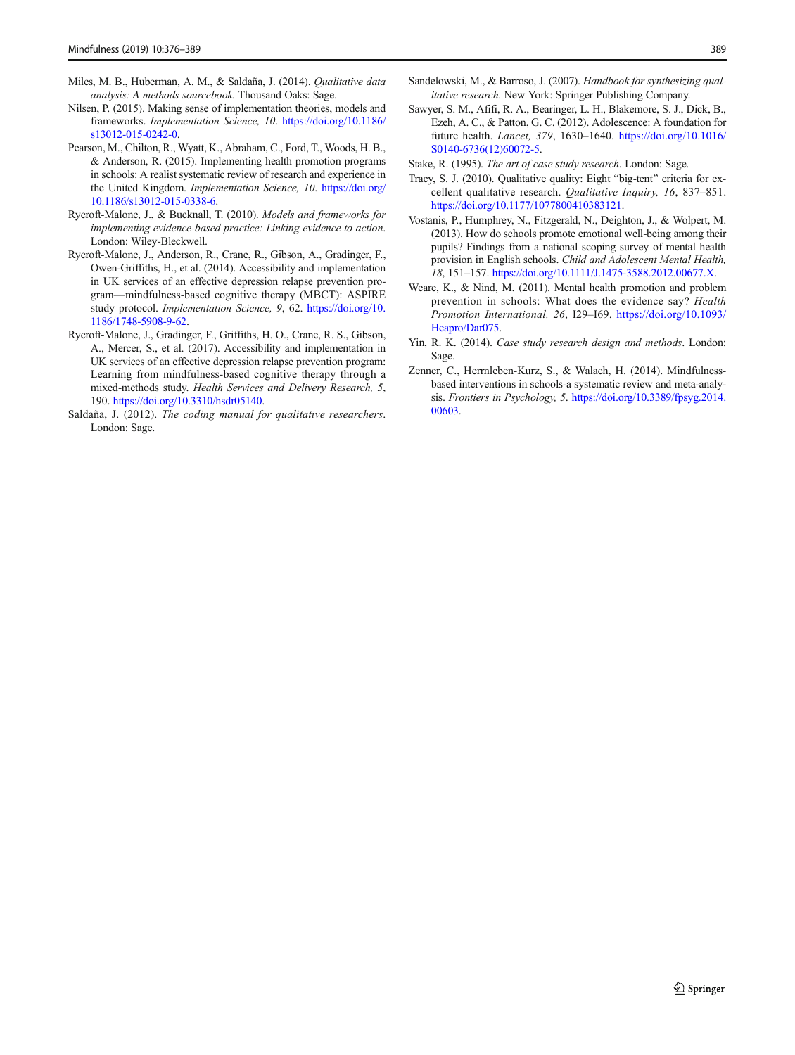Miles, M. B., Huberman, A. M., & Saldaña, J. (2014). *Qualitative data analysis: A methods sourcebook*. Thousand Oaks: Sage.

Nilsen, P. (2015). Making sense of implementation theories, models and frameworks. *Implementation Science, 10*. https://doi.org/10.1186/s13012-015-0242-0.

Pearson, M., Chilton, R., Wyatt, K., Abraham, C., Ford, T., Woods, H. B., & Anderson, R. (2015). Implementing health promotion programs in schools: A realist systematic review of research and experience in the United Kingdom. *Implementation Science, 10*. https://doi.org/10.1186/s13012-015-0338-6.

Rycroft-Malone, J., & Bucknall, T. (2010). *Models and frameworks for implementing evidence-based practice: Linking evidence to action*. London: Wiley-Bleckwell.

Rycroft-Malone, J., Anderson, R., Crane, R., Gibson, A., Gradinger, F., Owen-Griffiths, H., et al. (2014). Accessibility and implementation in UK services of an effective depression relapse prevention program—mindfulness-based cognitive therapy (MBCT): ASPIRE study protocol. *Implementation Science, 9*, 62. https://doi.org/10.1186/1748-5908-9-62.

Rycroft-Malone, J., Gradinger, F., Griffiths, H. O., Crane, R. S., Gibson, A., Mercer, S., et al. (2017). Accessibility and implementation in UK services of an effective depression relapse prevention program: Learning from mindfulness-based cognitive therapy through a mixed-methods study. *Health Services and Delivery Research, 5*, 190. https://doi.org/10.3310/hsdr05140.

Saldaña, J. (2012). *The coding manual for qualitative researchers*. London: Sage.

Sandelowski, M., & Barroso, J. (2007). *Handbook for synthesizing qualitative research*. New York: Springer Publishing Company.

Sawyer, S. M., Afifi, R. A., Bearinger, L. H., Blakemore, S. J., Dick, B., Ezeh, A. C., & Patton, G. C. (2012). Adolescence: A foundation for future health. *Lancet, 379*, 1630–1640. https://doi.org/10.1016/S0140-6736(12)60072-5.

Stake, R. (1995). *The art of case study research*. London: Sage.

Tracy, S. J. (2010). Qualitative quality: Eight "big-tent" criteria for excellent qualitative research. *Qualitative Inquiry, 16*, 837–851. https://doi.org/10.1177/1077800410383121.

Vostanis, P., Humphrey, N., Fitzgerald, N., Deighton, J., & Wolpert, M. (2013). How do schools promote emotional well-being among their pupils? Findings from a national scoping survey of mental health provision in English schools. *Child and Adolescent Mental Health, 18*, 151–157. https://doi.org/10.1111/J.1475-3588.2012.00677.X.

Weare, K., & Nind, M. (2011). Mental health promotion and problem prevention in schools: What does the evidence say? *Health Promotion International, 26*, I29–I69. https://doi.org/10.1093/Heapro/Dar075.

Yin, R. K. (2014). *Case study research design and methods*. London: Sage.

Zenner, C., Herrnleben-Kurz, S., & Walach, H. (2014). Mindfulness-based interventions in schools-a systematic review and meta-analysis. *Frontiers in Psychology, 5*. https://doi.org/10.3389/fpsyg.2014.00603.